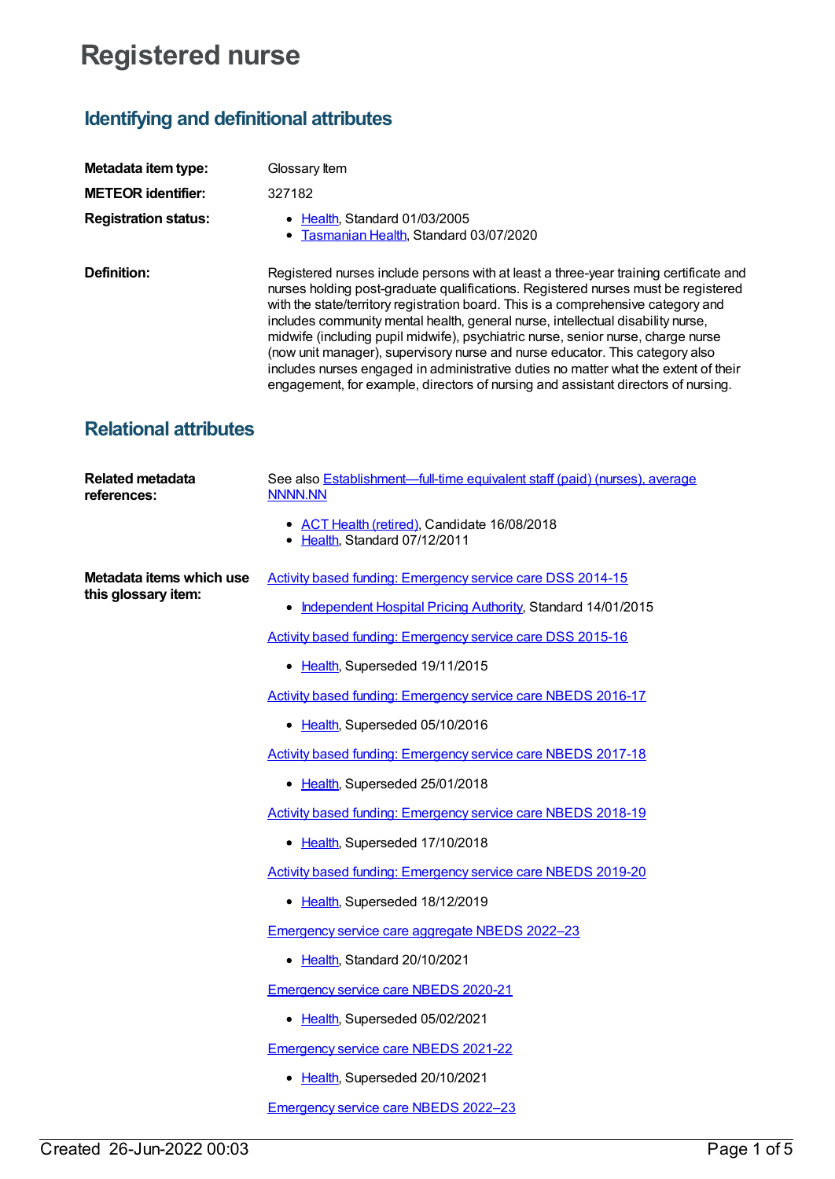# Registered nurse

## Identifying and definitional attributes

**Metadata item type:** Glossary Item

**METEOR identifier:** 327182

**Registration status:**

- Health, Standard 01/03/2005
- Tasmanian Health, Standard 03/07/2020

**Definition:** Registered nurses include persons with at least a three-year training certificate and nurses holding post-graduate qualifications. Registered nurses must be registered with the state/territory registration board. This is a comprehensive category and includes community mental health, general nurse, intellectual disability nurse, midwife (including pupil midwife), psychiatric nurse, senior nurse, charge nurse (now unit manager), supervisory nurse and nurse educator. This category also includes nurses engaged in administrative duties no matter what the extent of their engagement, for example, directors of nursing and assistant directors of nursing.

## Relational attributes

**Related metadata references:** See also Establishment—full-time equivalent staff (paid) (nurses), average NNNN.NN

- ACT Health (retired), Candidate 16/08/2018
- Health, Standard 07/12/2011

**Metadata items which use this glossary item:**

Activity based funding: Emergency service care DSS 2014-15

- Independent Hospital Pricing Authority, Standard 14/01/2015

Activity based funding: Emergency service care DSS 2015-16

- Health, Superseded 19/11/2015

Activity based funding: Emergency service care NBEDS 2016-17

- Health, Superseded 05/10/2016

Activity based funding: Emergency service care NBEDS 2017-18

- Health, Superseded 25/01/2018

Activity based funding: Emergency service care NBEDS 2018-19

- Health, Superseded 17/10/2018

Activity based funding: Emergency service care NBEDS 2019-20

- Health, Superseded 18/12/2019

Emergency service care aggregate NBEDS 2022–23

- Health, Standard 20/10/2021

Emergency service care NBEDS 2020-21

- Health, Superseded 05/02/2021

Emergency service care NBEDS 2021-22

- Health, Superseded 20/10/2021

Emergency service care NBEDS 2022–23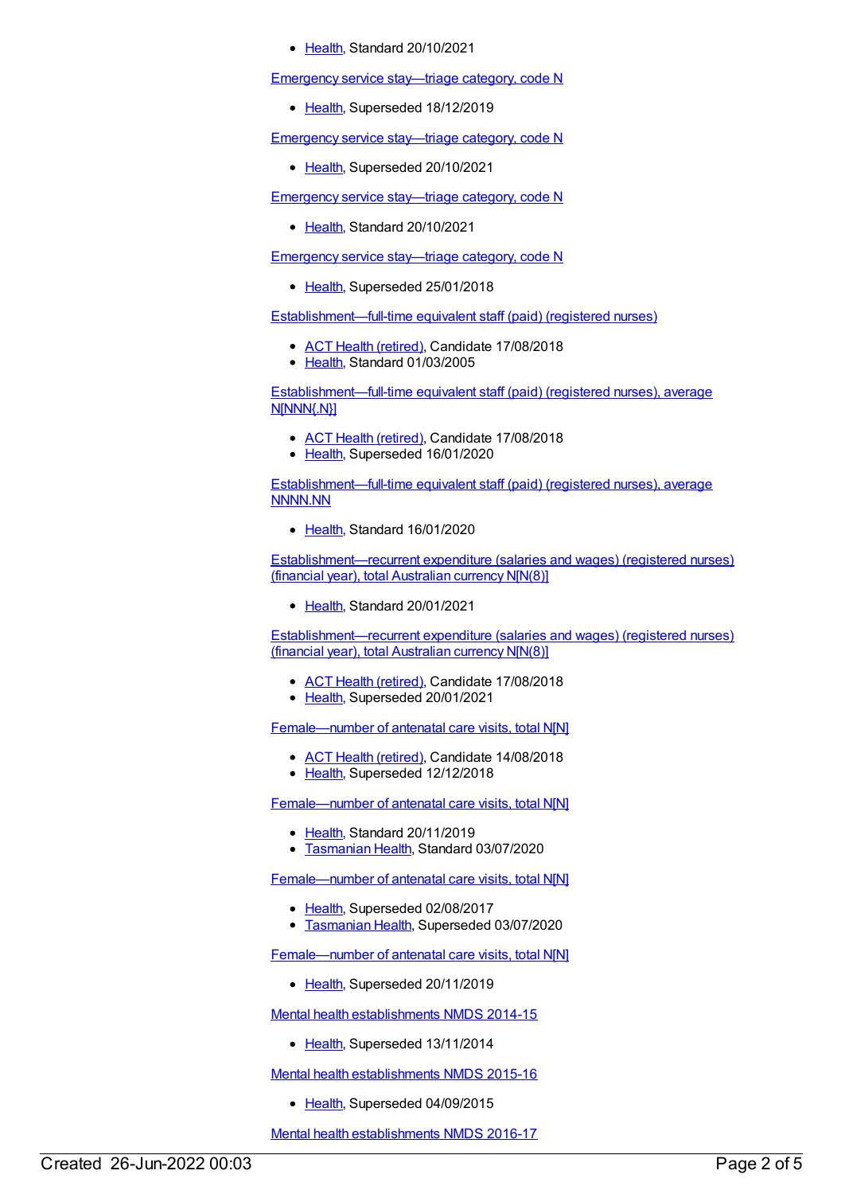- Health, Standard 20/10/2021

Emergency service stay—triage category, code N

- Health, Superseded 18/12/2019

Emergency service stay—triage category, code N

- Health, Superseded 20/10/2021

Emergency service stay—triage category, code N

- Health, Standard 20/10/2021

Emergency service stay—triage category, code N

- Health, Superseded 25/01/2018

Establishment—full-time equivalent staff (paid) (registered nurses)

- ACT Health (retired), Candidate 17/08/2018
- Health, Standard 01/03/2005

Establishment—full-time equivalent staff (paid) (registered nurses), average N[NNN{.N}]

- ACT Health (retired), Candidate 17/08/2018
- Health, Superseded 16/01/2020

Establishment—full-time equivalent staff (paid) (registered nurses), average NNNN.NN

- Health, Standard 16/01/2020

Establishment—recurrent expenditure (salaries and wages) (registered nurses) (financial year), total Australian currency N[N(8)]

- Health, Standard 20/01/2021

Establishment—recurrent expenditure (salaries and wages) (registered nurses) (financial year), total Australian currency N[N(8)]

- ACT Health (retired), Candidate 17/08/2018
- Health, Superseded 20/01/2021

Female—number of antenatal care visits, total N[N]

- ACT Health (retired), Candidate 14/08/2018
- Health, Superseded 12/12/2018

Female—number of antenatal care visits, total N[N]

- Health, Standard 20/11/2019
- Tasmanian Health, Standard 03/07/2020

Female—number of antenatal care visits, total N[N]

- Health, Superseded 02/08/2017
- Tasmanian Health, Superseded 03/07/2020

Female—number of antenatal care visits, total N[N]

- Health, Superseded 20/11/2019

Mental health establishments NMDS 2014-15

- Health, Superseded 13/11/2014

Mental health establishments NMDS 2015-16

- Health, Superseded 04/09/2015

Mental health establishments NMDS 2016-17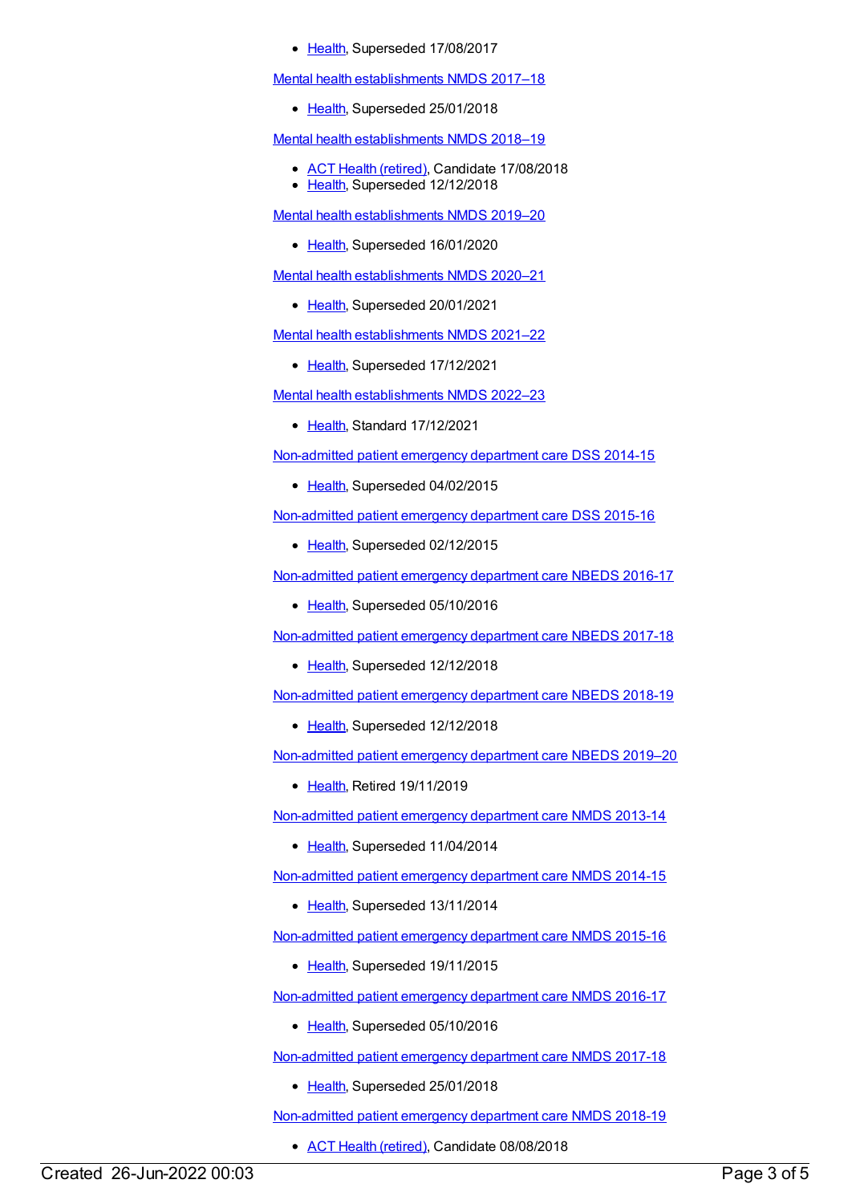- Health, Superseded 17/08/2017

Mental health establishments NMDS 2017–18

- Health, Superseded 25/01/2018

Mental health establishments NMDS 2018–19

- ACT Health (retired), Candidate 17/08/2018
- Health, Superseded 12/12/2018

Mental health establishments NMDS 2019–20

- Health, Superseded 16/01/2020

Mental health establishments NMDS 2020–21

- Health, Superseded 20/01/2021

Mental health establishments NMDS 2021–22

- Health, Superseded 17/12/2021

Mental health establishments NMDS 2022–23

- Health, Standard 17/12/2021

Non-admitted patient emergency department care DSS 2014-15

- Health, Superseded 04/02/2015

Non-admitted patient emergency department care DSS 2015-16

- Health, Superseded 02/12/2015

Non-admitted patient emergency department care NBEDS 2016-17

- Health, Superseded 05/10/2016

Non-admitted patient emergency department care NBEDS 2017-18

- Health, Superseded 12/12/2018

Non-admitted patient emergency department care NBEDS 2018-19

- Health, Superseded 12/12/2018

Non-admitted patient emergency department care NBEDS 2019–20

- Health, Retired 19/11/2019

Non-admitted patient emergency department care NMDS 2013-14

- Health, Superseded 11/04/2014

Non-admitted patient emergency department care NMDS 2014-15

- Health, Superseded 13/11/2014

Non-admitted patient emergency department care NMDS 2015-16

- Health, Superseded 19/11/2015

Non-admitted patient emergency department care NMDS 2016-17

- Health, Superseded 05/10/2016

Non-admitted patient emergency department care NMDS 2017-18

- Health, Superseded 25/01/2018

Non-admitted patient emergency department care NMDS 2018-19

- ACT Health (retired), Candidate 08/08/2018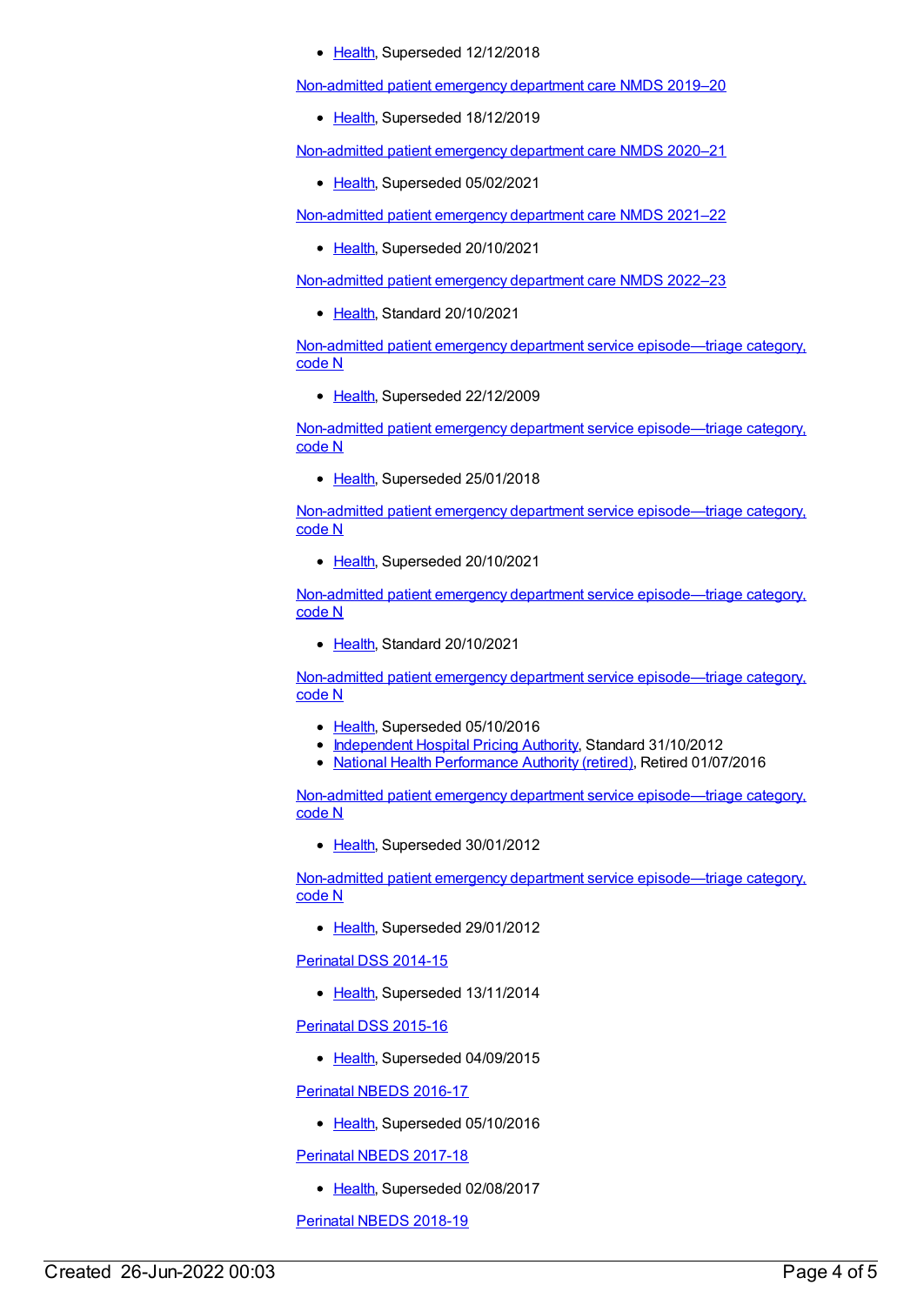- Health, Superseded 12/12/2018

Non-admitted patient emergency department care NMDS 2019–20

- Health, Superseded 18/12/2019

Non-admitted patient emergency department care NMDS 2020–21

- Health, Superseded 05/02/2021

Non-admitted patient emergency department care NMDS 2021–22

- Health, Superseded 20/10/2021

Non-admitted patient emergency department care NMDS 2022–23

- Health, Standard 20/10/2021

Non-admitted patient emergency department service episode—triage category, code N

- Health, Superseded 22/12/2009

Non-admitted patient emergency department service episode—triage category, code N

- Health, Superseded 25/01/2018

Non-admitted patient emergency department service episode—triage category, code N

- Health, Superseded 20/10/2021

Non-admitted patient emergency department service episode—triage category, code N

- Health, Standard 20/10/2021

Non-admitted patient emergency department service episode—triage category, code N

- Health, Superseded 05/10/2016
- Independent Hospital Pricing Authority, Standard 31/10/2012
- National Health Performance Authority (retired), Retired 01/07/2016

Non-admitted patient emergency department service episode—triage category, code N

- Health, Superseded 30/01/2012

Non-admitted patient emergency department service episode—triage category, code N

- Health, Superseded 29/01/2012

Perinatal DSS 2014-15

- Health, Superseded 13/11/2014

Perinatal DSS 2015-16

- Health, Superseded 04/09/2015

Perinatal NBEDS 2016-17

- Health, Superseded 05/10/2016

Perinatal NBEDS 2017-18

- Health, Superseded 02/08/2017

Perinatal NBEDS 2018-19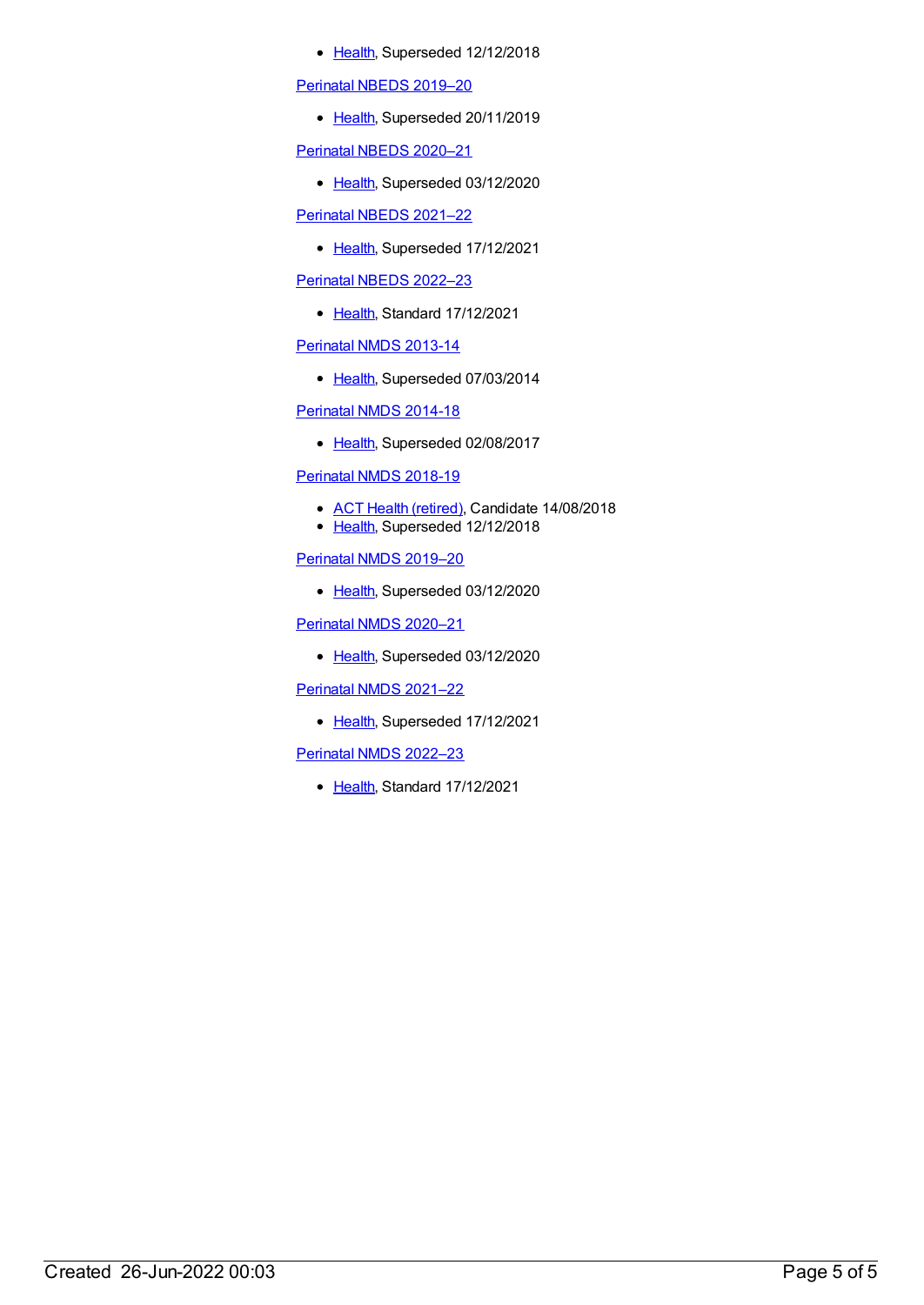- Health, Superseded 12/12/2018

Perinatal NBEDS 2019–20

- Health, Superseded 20/11/2019

Perinatal NBEDS 2020–21

- Health, Superseded 03/12/2020

Perinatal NBEDS 2021–22

- Health, Superseded 17/12/2021

Perinatal NBEDS 2022–23

- Health, Standard 17/12/2021

Perinatal NMDS 2013-14

- Health, Superseded 07/03/2014

Perinatal NMDS 2014-18

- Health, Superseded 02/08/2017

Perinatal NMDS 2018-19

- ACT Health (retired), Candidate 14/08/2018
- Health, Superseded 12/12/2018

Perinatal NMDS 2019–20

- Health, Superseded 03/12/2020

Perinatal NMDS 2020–21

- Health, Superseded 03/12/2020

Perinatal NMDS 2021–22

- Health, Superseded 17/12/2021

Perinatal NMDS 2022–23

- Health, Standard 17/12/2021